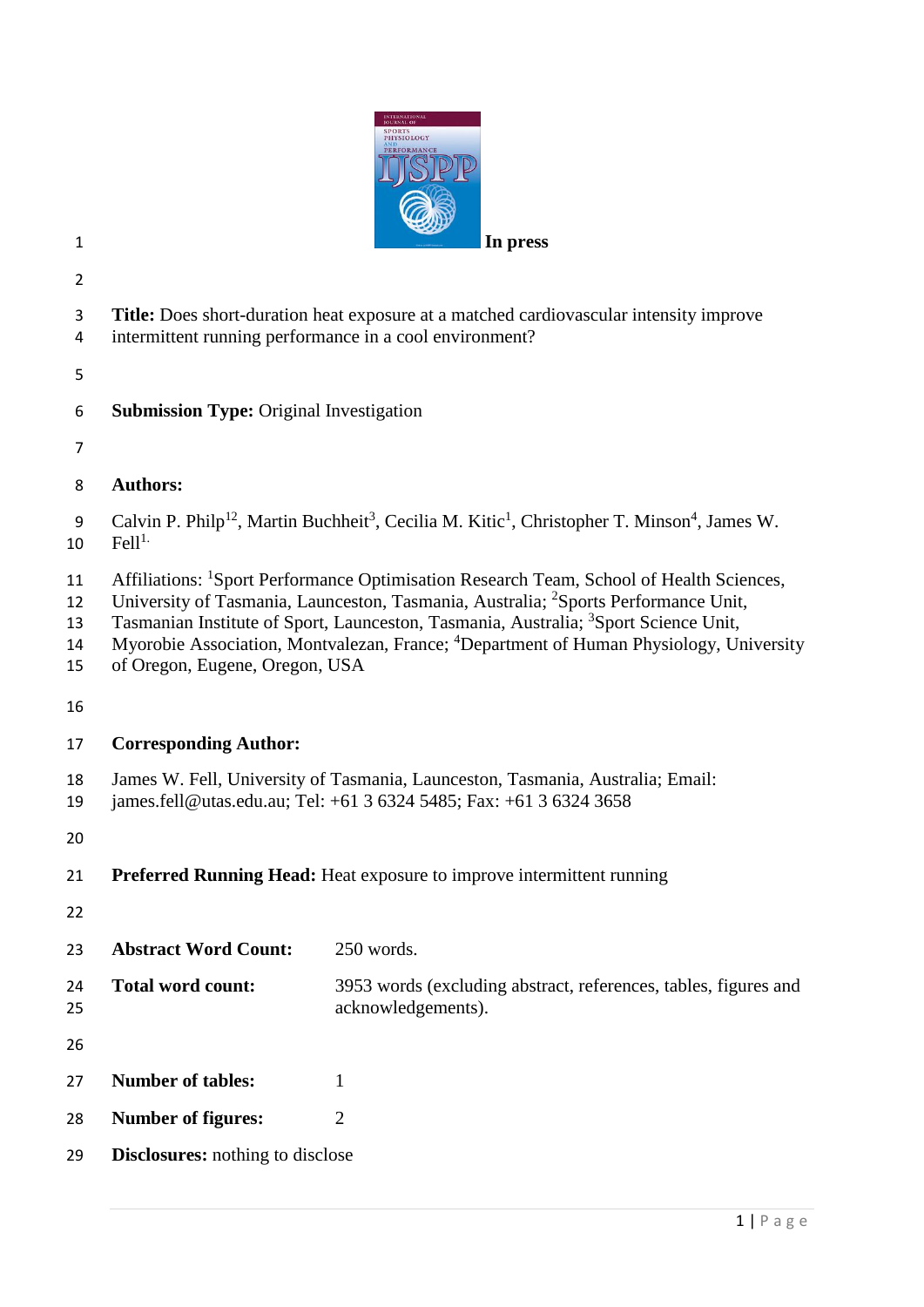**In press**

**Title:** Does short-duration heat exposure at a matched cardiovascular intensity improve intermittent running performance in a cool environment?

**Submission Type:** Original Investigation

**Authors:**

Calvin P. Philp[12], Martin Buchheit[3], Cecilia M. Kitic[1], Christopher T. Minson[4], James W. Fell[1].

Affiliations: [1]Sport Performance Optimisation Research Team, School of Health Sciences, University of Tasmania, Launceston, Tasmania, Australia; [2]Sports Performance Unit, Tasmanian Institute of Sport, Launceston, Tasmania, Australia; [3]Sport Science Unit, Myorobie Association, Montvalezan, France; [4]Department of Human Physiology, University of Oregon, Eugene, Oregon, USA

**Corresponding Author:**

James W. Fell, University of Tasmania, Launceston, Tasmania, Australia; Email: james.fell@utas.edu.au; Tel: +61 3 6324 5485; Fax: +61 3 6324 3658

**Preferred Running Head:** Heat exposure to improve intermittent running

| | |
|---|---|
| **Abstract Word Count:** | 250 words. |
| **Total word count:** | 3953 words (excluding abstract, references, tables, figures and acknowledgements). |
| **Number of tables:** | 1 |
| **Number of figures:** | 2 |

**Disclosures:** nothing to disclose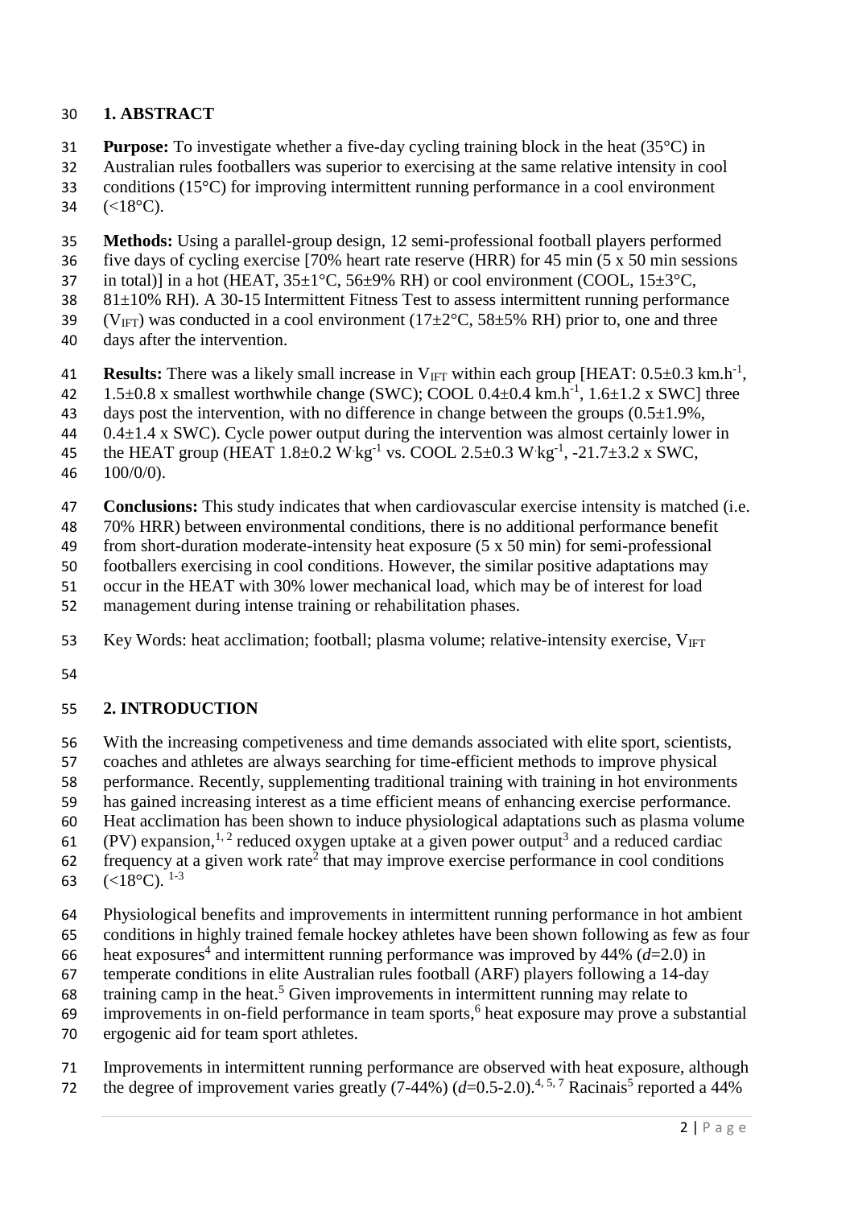## 1. ABSTRACT

**Purpose:** To investigate whether a five-day cycling training block in the heat (35°C) in Australian rules footballers was superior to exercising at the same relative intensity in cool conditions (15°C) for improving intermittent running performance in a cool environment (<18°C).

**Methods:** Using a parallel-group design, 12 semi-professional football players performed five days of cycling exercise [70% heart rate reserve (HRR) for 45 min (5 x 50 min sessions in total)] in a hot (HEAT, 35±1°C, 56±9% RH) or cool environment (COOL, 15±3°C, 81±10% RH). A 30-15 Intermittent Fitness Test to assess intermittent running performance ($V_{IFT}$) was conducted in a cool environment (17±2°C, 58±5% RH) prior to, one and three days after the intervention.

**Results:** There was a likely small increase in $V_{IFT}$ within each group [HEAT: 0.5±0.3 km.h$^{-1}$, 1.5±0.8 x smallest worthwhile change (SWC); COOL 0.4±0.4 km.h$^{-1}$, 1.6±1.2 x SWC] three days post the intervention, with no difference in change between the groups (0.5±1.9%, 0.4±1.4 x SWC). Cycle power output during the intervention was almost certainly lower in the HEAT group (HEAT 1.8±0.2 W·kg$^{-1}$ vs. COOL 2.5±0.3 W·kg$^{-1}$, -21.7±3.2 x SWC, 100/0/0).

**Conclusions:** This study indicates that when cardiovascular exercise intensity is matched (i.e. 70% HRR) between environmental conditions, there is no additional performance benefit from short-duration moderate-intensity heat exposure (5 x 50 min) for semi-professional footballers exercising in cool conditions. However, the similar positive adaptations may occur in the HEAT with 30% lower mechanical load, which may be of interest for load management during intense training or rehabilitation phases.

Key Words: heat acclimation; football; plasma volume; relative-intensity exercise, $V_{IFT}$

## 2. INTRODUCTION

With the increasing competiveness and time demands associated with elite sport, scientists, coaches and athletes are always searching for time-efficient methods to improve physical performance. Recently, supplementing traditional training with training in hot environments has gained increasing interest as a time efficient means of enhancing exercise performance. Heat acclimation has been shown to induce physiological adaptations such as plasma volume (PV) expansion,[1, 2] reduced oxygen uptake at a given power output[3] and a reduced cardiac frequency at a given work rate[2] that may improve exercise performance in cool conditions (<18°C).[1-3]

Physiological benefits and improvements in intermittent running performance in hot ambient conditions in highly trained female hockey athletes have been shown following as few as four heat exposures[4] and intermittent running performance was improved by 44% (*d*=2.0) in temperate conditions in elite Australian rules football (ARF) players following a 14-day training camp in the heat.[5] Given improvements in intermittent running may relate to improvements in on-field performance in team sports,[6] heat exposure may prove a substantial ergogenic aid for team sport athletes.

Improvements in intermittent running performance are observed with heat exposure, although the degree of improvement varies greatly (7-44%) (*d*=0.5-2.0).[4, 5, 7] Racinais[5] reported a 44%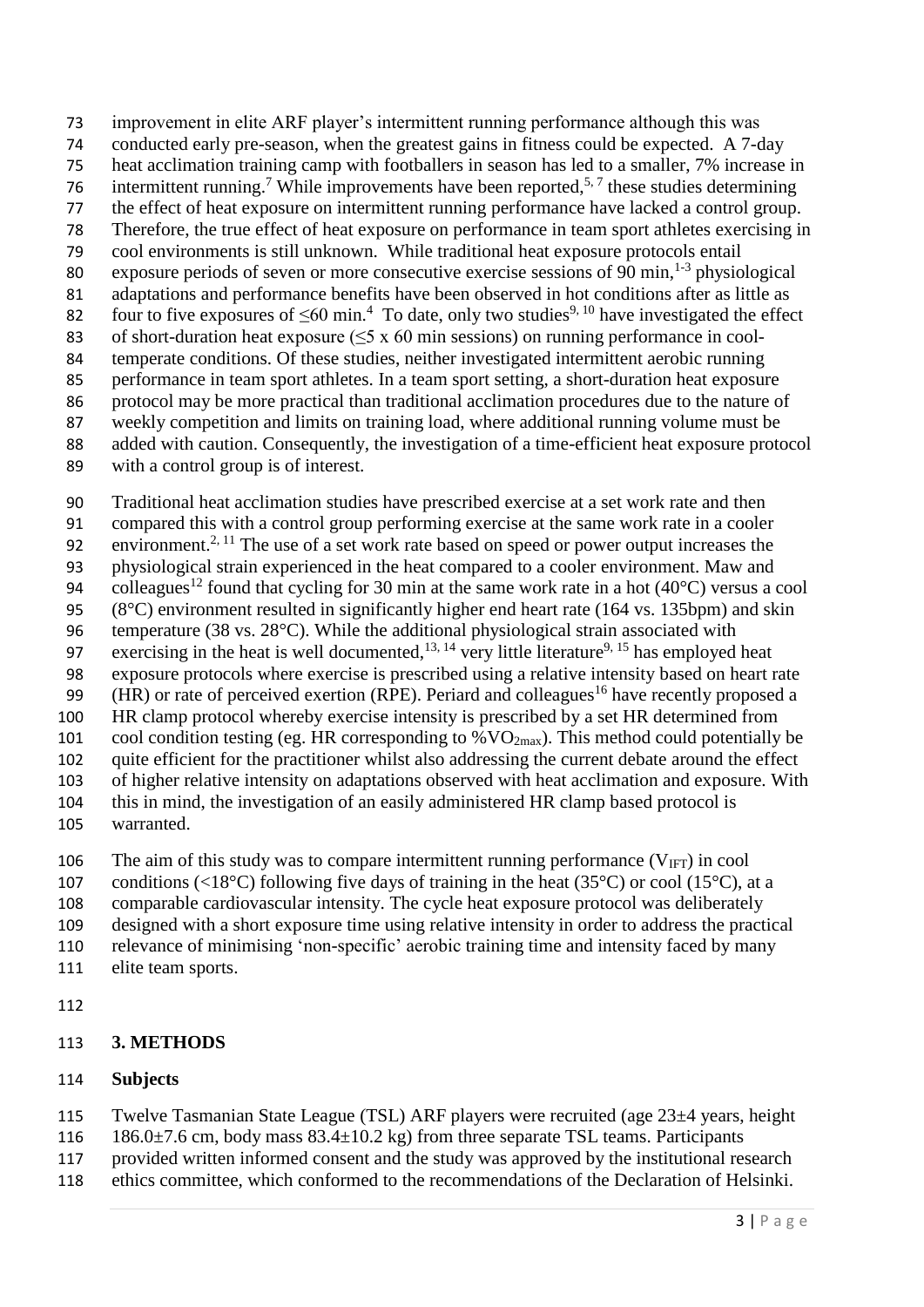improvement in elite ARF player's intermittent running performance although this was conducted early pre-season, when the greatest gains in fitness could be expected. A 7-day heat acclimation training camp with footballers in season has led to a smaller, 7% increase in intermittent running.[7] While improvements have been reported,[5, 7] these studies determining the effect of heat exposure on intermittent running performance have lacked a control group. Therefore, the true effect of heat exposure on performance in team sport athletes exercising in cool environments is still unknown. While traditional heat exposure protocols entail exposure periods of seven or more consecutive exercise sessions of 90 min,[1-3] physiological adaptations and performance benefits have been observed in hot conditions after as little as four to five exposures of ≤60 min.[4] To date, only two studies[9, 10] have investigated the effect of short-duration heat exposure (≤5 x 60 min sessions) on running performance in cool-temperate conditions. Of these studies, neither investigated intermittent aerobic running performance in team sport athletes. In a team sport setting, a short-duration heat exposure protocol may be more practical than traditional acclimation procedures due to the nature of weekly competition and limits on training load, where additional running volume must be added with caution. Consequently, the investigation of a time-efficient heat exposure protocol with a control group is of interest.

Traditional heat acclimation studies have prescribed exercise at a set work rate and then compared this with a control group performing exercise at the same work rate in a cooler environment.[2, 11] The use of a set work rate based on speed or power output increases the physiological strain experienced in the heat compared to a cooler environment. Maw and colleagues[12] found that cycling for 30 min at the same work rate in a hot (40°C) versus a cool (8°C) environment resulted in significantly higher end heart rate (164 vs. 135bpm) and skin temperature (38 vs. 28°C). While the additional physiological strain associated with exercising in the heat is well documented,[13, 14] very little literature[9, 15] has employed heat exposure protocols where exercise is prescribed using a relative intensity based on heart rate (HR) or rate of perceived exertion (RPE). Periard and colleagues[16] have recently proposed a HR clamp protocol whereby exercise intensity is prescribed by a set HR determined from cool condition testing (eg. HR corresponding to $\%VO_{2max}$). This method could potentially be quite efficient for the practitioner whilst also addressing the current debate around the effect of higher relative intensity on adaptations observed with heat acclimation and exposure. With this in mind, the investigation of an easily administered HR clamp based protocol is warranted.

The aim of this study was to compare intermittent running performance ($V_{IFT}$) in cool conditions (<18°C) following five days of training in the heat (35°C) or cool (15°C), at a comparable cardiovascular intensity. The cycle heat exposure protocol was deliberately designed with a short exposure time using relative intensity in order to address the practical relevance of minimising 'non-specific' aerobic training time and intensity faced by many elite team sports.

## 3. METHODS

### Subjects

Twelve Tasmanian State League (TSL) ARF players were recruited (age 23±4 years, height 186.0±7.6 cm, body mass 83.4±10.2 kg) from three separate TSL teams. Participants provided written informed consent and the study was approved by the institutional research ethics committee, which conformed to the recommendations of the Declaration of Helsinki.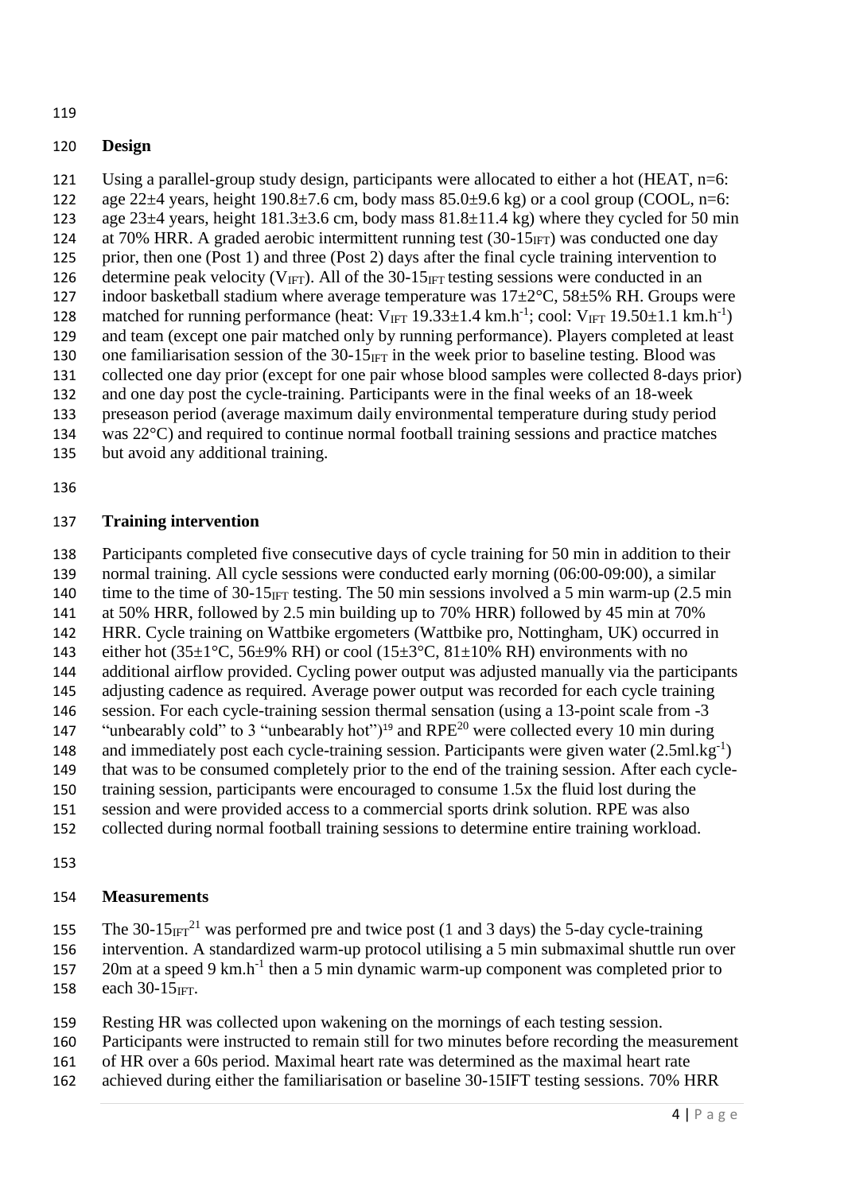## Design

Using a parallel-group study design, participants were allocated to either a hot (HEAT, n=6: age 22±4 years, height 190.8±7.6 cm, body mass 85.0±9.6 kg) or a cool group (COOL, n=6: age 23±4 years, height 181.3±3.6 cm, body mass 81.8±11.4 kg) where they cycled for 50 min at 70% HRR. A graded aerobic intermittent running test (30-$15_{IFT}$) was conducted one day prior, then one (Post 1) and three (Post 2) days after the final cycle training intervention to determine peak velocity ($V_{IFT}$). All of the 30-$15_{IFT}$ testing sessions were conducted in an indoor basketball stadium where average temperature was 17±2°C, 58±5% RH. Groups were matched for running performance (heat: $V_{IFT}$ 19.33±1.4 $km.h^{-1}$; cool: $V_{IFT}$ 19.50±1.1 $km.h^{-1}$) and team (except one pair matched only by running performance). Players completed at least one familiarisation session of the 30-$15_{IFT}$ in the week prior to baseline testing. Blood was collected one day prior (except for one pair whose blood samples were collected 8-days prior) and one day post the cycle-training. Participants were in the final weeks of an 18-week preseason period (average maximum daily environmental temperature during study period was 22°C) and required to continue normal football training sessions and practice matches but avoid any additional training.

## Training intervention

Participants completed five consecutive days of cycle training for 50 min in addition to their normal training. All cycle sessions were conducted early morning (06:00-09:00), a similar time to the time of 30-$15_{IFT}$ testing. The 50 min sessions involved a 5 min warm-up (2.5 min at 50% HRR, followed by 2.5 min building up to 70% HRR) followed by 45 min at 70% HRR. Cycle training on Wattbike ergometers (Wattbike pro, Nottingham, UK) occurred in either hot (35±1°C, 56±9% RH) or cool (15±3°C, 81±10% RH) environments with no additional airflow provided. Cycling power output was adjusted manually via the participants adjusting cadence as required. Average power output was recorded for each cycle training session. For each cycle-training session thermal sensation (using a 13-point scale from -3 "unbearably cold" to 3 "unbearably hot")[19] and RPE[20] were collected every 10 min during and immediately post each cycle-training session. Participants were given water (2.5$ml.kg^{-1}$) that was to be consumed completely prior to the end of the training session. After each cycle-training session, participants were encouraged to consume 1.5x the fluid lost during the session and were provided access to a commercial sports drink solution. RPE was also collected during normal football training sessions to determine entire training workload.

## Measurements

The 30-$15_{IFT}$[21] was performed pre and twice post (1 and 3 days) the 5-day cycle-training intervention. A standardized warm-up protocol utilising a 5 min submaximal shuttle run over 20m at a speed 9 $km.h^{-1}$ then a 5 min dynamic warm-up component was completed prior to each 30-$15_{IFT}$.

Resting HR was collected upon wakening on the mornings of each testing session. Participants were instructed to remain still for two minutes before recording the measurement of HR over a 60s period. Maximal heart rate was determined as the maximal heart rate achieved during either the familiarisation or baseline 30-15IFT testing sessions. 70% HRR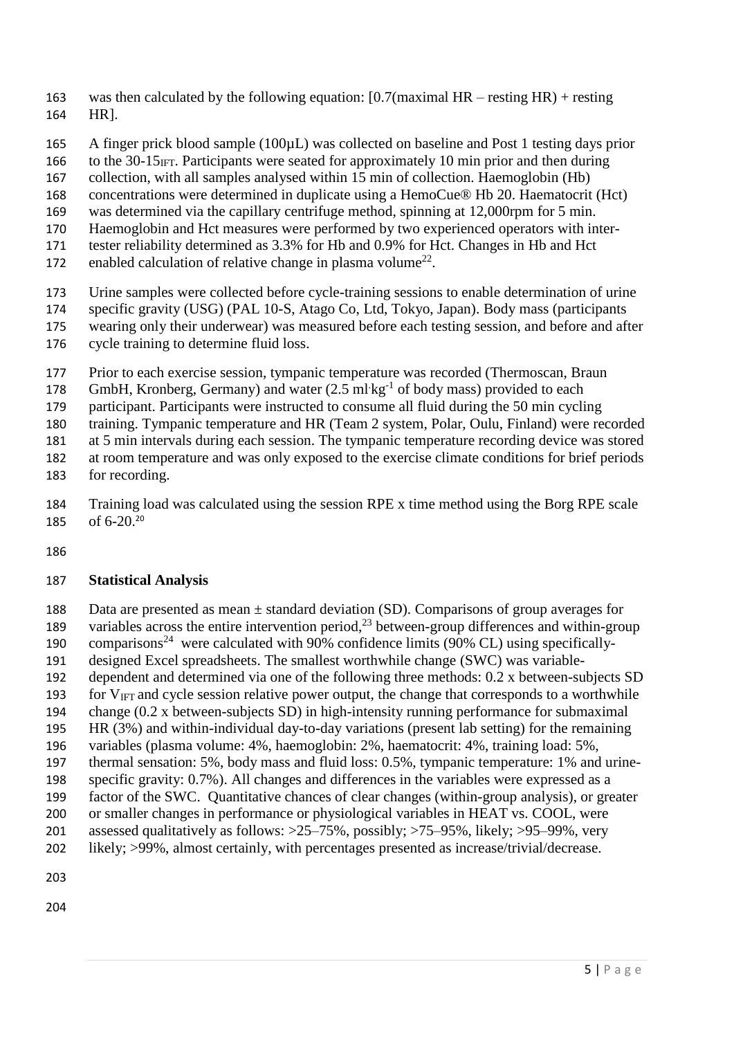was then calculated by the following equation: [0.7(maximal HR – resting HR) + resting HR].

A finger prick blood sample (100µL) was collected on baseline and Post 1 testing days prior to the 30-15$_{IFT}$. Participants were seated for approximately 10 min prior and then during collection, with all samples analysed within 15 min of collection. Haemoglobin (Hb) concentrations were determined in duplicate using a HemoCue® Hb 20. Haematocrit (Hct) was determined via the capillary centrifuge method, spinning at 12,000rpm for 5 min. Haemoglobin and Hct measures were performed by two experienced operators with inter-tester reliability determined as 3.3% for Hb and 0.9% for Hct. Changes in Hb and Hct enabled calculation of relative change in plasma volume[22].

Urine samples were collected before cycle-training sessions to enable determination of urine specific gravity (USG) (PAL 10-S, Atago Co, Ltd, Tokyo, Japan). Body mass (participants wearing only their underwear) was measured before each testing session, and before and after cycle training to determine fluid loss.

Prior to each exercise session, tympanic temperature was recorded (Thermoscan, Braun GmbH, Kronberg, Germany) and water (2.5 $ml \cdot kg^{-1}$ of body mass) provided to each participant. Participants were instructed to consume all fluid during the 50 min cycling training. Tympanic temperature and HR (Team 2 system, Polar, Oulu, Finland) were recorded at 5 min intervals during each session. The tympanic temperature recording device was stored at room temperature and was only exposed to the exercise climate conditions for brief periods for recording.

Training load was calculated using the session RPE x time method using the Borg RPE scale of 6-20.[20]

## Statistical Analysis

Data are presented as mean ± standard deviation (SD). Comparisons of group averages for variables across the entire intervention period,[23] between-group differences and within-group comparisons[24] were calculated with 90% confidence limits (90% CL) using specifically-designed Excel spreadsheets. The smallest worthwhile change (SWC) was variable-dependent and determined via one of the following three methods: 0.2 x between-subjects SD for $V_{IFT}$ and cycle session relative power output, the change that corresponds to a worthwhile change (0.2 x between-subjects SD) in high-intensity running performance for submaximal HR (3%) and within-individual day-to-day variations (present lab setting) for the remaining variables (plasma volume: 4%, haemoglobin: 2%, haematocrit: 4%, training load: 5%, thermal sensation: 5%, body mass and fluid loss: 0.5%, tympanic temperature: 1% and urine-specific gravity: 0.7%). All changes and differences in the variables were expressed as a factor of the SWC. Quantitative chances of clear changes (within-group analysis), or greater or smaller changes in performance or physiological variables in HEAT vs. COOL, were assessed qualitatively as follows: >25–75%, possibly; >75–95%, likely; >95–99%, very likely; >99%, almost certainly, with percentages presented as increase/trivial/decrease.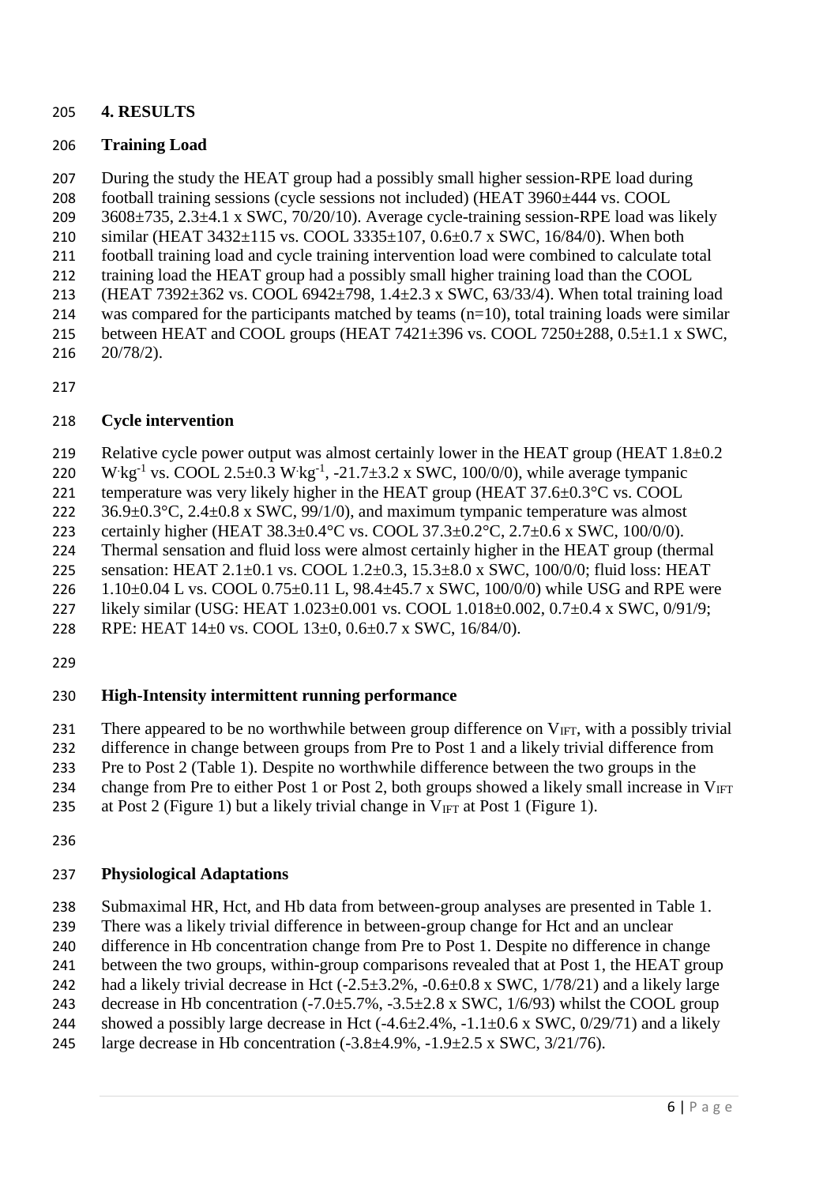## 4. RESULTS

### Training Load

During the study the HEAT group had a possibly small higher session-RPE load during football training sessions (cycle sessions not included) (HEAT 3960±444 vs. COOL 3608±735, 2.3±4.1 x SWC, 70/20/10). Average cycle-training session-RPE load was likely similar (HEAT 3432±115 vs. COOL 3335±107, 0.6±0.7 x SWC, 16/84/0). When both football training load and cycle training intervention load were combined to calculate total training load the HEAT group had a possibly small higher training load than the COOL (HEAT 7392±362 vs. COOL 6942±798, 1.4±2.3 x SWC, 63/33/4). When total training load was compared for the participants matched by teams (n=10), total training loads were similar between HEAT and COOL groups (HEAT 7421±396 vs. COOL 7250±288, 0.5±1.1 x SWC, 20/78/2).

### Cycle intervention

Relative cycle power output was almost certainly lower in the HEAT group (HEAT 1.8±0.2 $W \cdot kg^{-1}$ vs. COOL 2.5±0.3 $W \cdot kg^{-1}$, -21.7±3.2 x SWC, 100/0/0), while average tympanic temperature was very likely higher in the HEAT group (HEAT 37.6±0.3°C vs. COOL 36.9±0.3°C, 2.4±0.8 x SWC, 99/1/0), and maximum tympanic temperature was almost certainly higher (HEAT 38.3±0.4°C vs. COOL 37.3±0.2°C, 2.7±0.6 x SWC, 100/0/0). Thermal sensation and fluid loss were almost certainly higher in the HEAT group (thermal sensation: HEAT 2.1±0.1 vs. COOL 1.2±0.3, 15.3±8.0 x SWC, 100/0/0; fluid loss: HEAT 1.10±0.04 L vs. COOL 0.75±0.11 L, 98.4±45.7 x SWC, 100/0/0) while USG and RPE were likely similar (USG: HEAT 1.023±0.001 vs. COOL 1.018±0.002, 0.7±0.4 x SWC, 0/91/9; RPE: HEAT 14±0 vs. COOL 13±0, 0.6±0.7 x SWC, 16/84/0).

### High-Intensity intermittent running performance

There appeared to be no worthwhile between group difference on $V_{IFT}$, with a possibly trivial difference in change between groups from Pre to Post 1 and a likely trivial difference from Pre to Post 2 (Table 1). Despite no worthwhile difference between the two groups in the change from Pre to either Post 1 or Post 2, both groups showed a likely small increase in $V_{IFT}$ at Post 2 (Figure 1) but a likely trivial change in $V_{IFT}$ at Post 1 (Figure 1).

### Physiological Adaptations

Submaximal HR, Hct, and Hb data from between-group analyses are presented in Table 1. There was a likely trivial difference in between-group change for Hct and an unclear difference in Hb concentration change from Pre to Post 1. Despite no difference in change between the two groups, within-group comparisons revealed that at Post 1, the HEAT group had a likely trivial decrease in Hct (-2.5±3.2%, -0.6±0.8 x SWC, 1/78/21) and a likely large decrease in Hb concentration (-7.0±5.7%, -3.5±2.8 x SWC, 1/6/93) whilst the COOL group showed a possibly large decrease in Hct (-4.6±2.4%, -1.1±0.6 x SWC, 0/29/71) and a likely large decrease in Hb concentration (-3.8±4.9%, -1.9±2.5 x SWC, 3/21/76).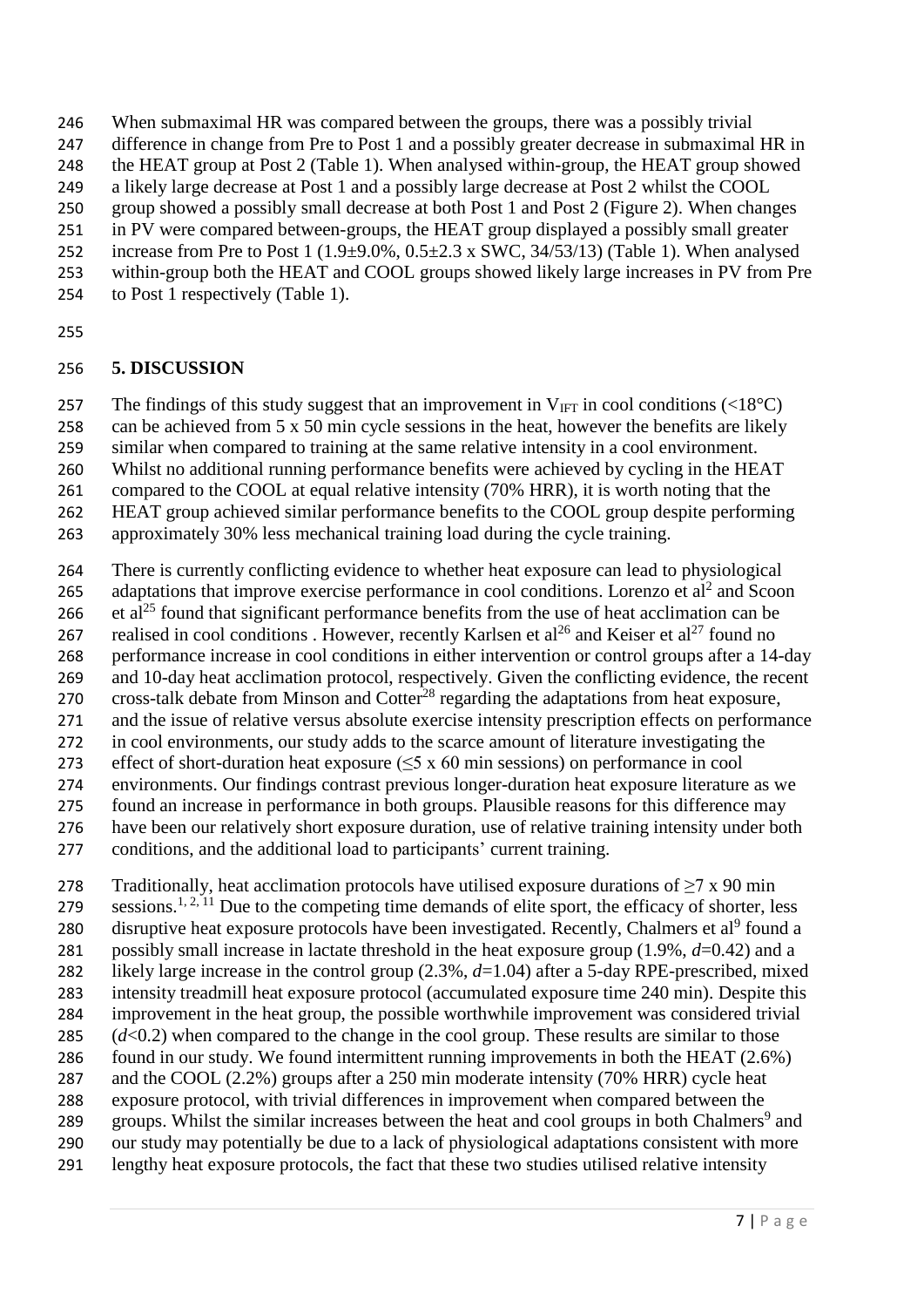When submaximal HR was compared between the groups, there was a possibly trivial difference in change from Pre to Post 1 and a possibly greater decrease in submaximal HR in the HEAT group at Post 2 (Table 1). When analysed within-group, the HEAT group showed a likely large decrease at Post 1 and a possibly large decrease at Post 2 whilst the COOL group showed a possibly small decrease at both Post 1 and Post 2 (Figure 2). When changes in PV were compared between-groups, the HEAT group displayed a possibly small greater increase from Pre to Post 1 (1.9±9.0%, 0.5±2.3 x SWC, 34/53/13) (Table 1). When analysed within-group both the HEAT and COOL groups showed likely large increases in PV from Pre to Post 1 respectively (Table 1).

## 5. DISCUSSION

The findings of this study suggest that an improvement in $V_{IFT}$ in cool conditions (<18°C) can be achieved from 5 x 50 min cycle sessions in the heat, however the benefits are likely similar when compared to training at the same relative intensity in a cool environment. Whilst no additional running performance benefits were achieved by cycling in the HEAT compared to the COOL at equal relative intensity (70% HRR), it is worth noting that the HEAT group achieved similar performance benefits to the COOL group despite performing approximately 30% less mechanical training load during the cycle training.

There is currently conflicting evidence to whether heat exposure can lead to physiological adaptations that improve exercise performance in cool conditions. Lorenzo et al[2] and Scoon et al[25] found that significant performance benefits from the use of heat acclimation can be realised in cool conditions . However, recently Karlsen et al[26] and Keiser et al[27] found no performance increase in cool conditions in either intervention or control groups after a 14-day and 10-day heat acclimation protocol, respectively. Given the conflicting evidence, the recent cross-talk debate from Minson and Cotter[28] regarding the adaptations from heat exposure, and the issue of relative versus absolute exercise intensity prescription effects on performance in cool environments, our study adds to the scarce amount of literature investigating the effect of short-duration heat exposure (≤5 x 60 min sessions) on performance in cool environments. Our findings contrast previous longer-duration heat exposure literature as we found an increase in performance in both groups. Plausible reasons for this difference may have been our relatively short exposure duration, use of relative training intensity under both conditions, and the additional load to participants' current training.

Traditionally, heat acclimation protocols have utilised exposure durations of ≥7 x 90 min sessions.[1, 2, 11] Due to the competing time demands of elite sport, the efficacy of shorter, less disruptive heat exposure protocols have been investigated. Recently, Chalmers et al[9] found a possibly small increase in lactate threshold in the heat exposure group (1.9%, $d$=0.42) and a likely large increase in the control group (2.3%, $d$=1.04) after a 5-day RPE-prescribed, mixed intensity treadmill heat exposure protocol (accumulated exposure time 240 min). Despite this improvement in the heat group, the possible worthwhile improvement was considered trivial ($d$<0.2) when compared to the change in the cool group. These results are similar to those found in our study. We found intermittent running improvements in both the HEAT (2.6%) and the COOL (2.2%) groups after a 250 min moderate intensity (70% HRR) cycle heat exposure protocol, with trivial differences in improvement when compared between the groups. Whilst the similar increases between the heat and cool groups in both Chalmers[9] and our study may potentially be due to a lack of physiological adaptations consistent with more lengthy heat exposure protocols, the fact that these two studies utilised relative intensity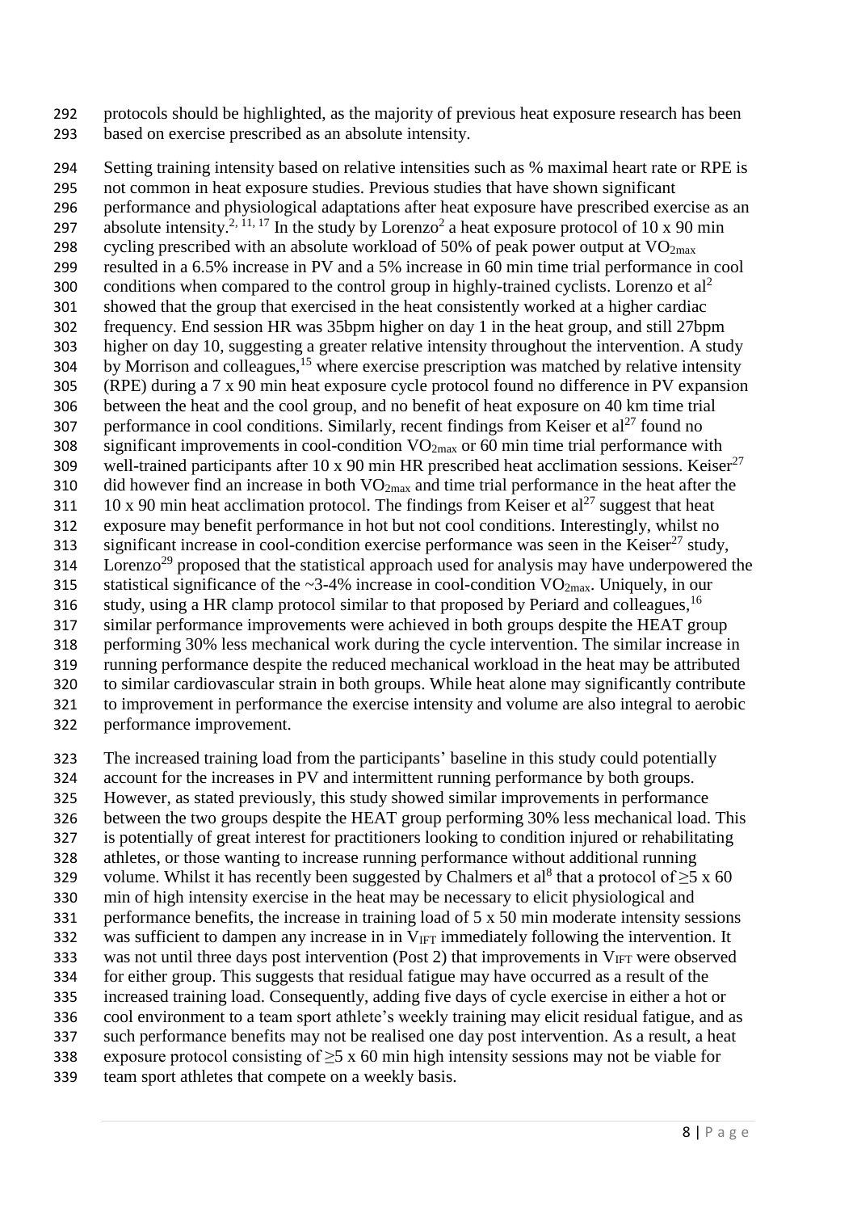protocols should be highlighted, as the majority of previous heat exposure research has been based on exercise prescribed as an absolute intensity.

Setting training intensity based on relative intensities such as % maximal heart rate or RPE is not common in heat exposure studies. Previous studies that have shown significant performance and physiological adaptations after heat exposure have prescribed exercise as an absolute intensity.[2, 11, 17] In the study by Lorenzo[2] a heat exposure protocol of 10 x 90 min cycling prescribed with an absolute workload of 50% of peak power output at $VO_{2max}$ resulted in a 6.5% increase in PV and a 5% increase in 60 min time trial performance in cool conditions when compared to the control group in highly-trained cyclists. Lorenzo et al[2] showed that the group that exercised in the heat consistently worked at a higher cardiac frequency. End session HR was 35bpm higher on day 1 in the heat group, and still 27bpm higher on day 10, suggesting a greater relative intensity throughout the intervention. A study by Morrison and colleagues,[15] where exercise prescription was matched by relative intensity (RPE) during a 7 x 90 min heat exposure cycle protocol found no difference in PV expansion between the heat and the cool group, and no benefit of heat exposure on 40 km time trial performance in cool conditions. Similarly, recent findings from Keiser et al[27] found no significant improvements in cool-condition $VO_{2max}$ or 60 min time trial performance with well-trained participants after 10 x 90 min HR prescribed heat acclimation sessions. Keiser[27] did however find an increase in both $VO_{2max}$ and time trial performance in the heat after the 10 x 90 min heat acclimation protocol. The findings from Keiser et al[27] suggest that heat exposure may benefit performance in hot but not cool conditions. Interestingly, whilst no significant increase in cool-condition exercise performance was seen in the Keiser[27] study, Lorenzo[29] proposed that the statistical approach used for analysis may have underpowered the statistical significance of the ~3-4% increase in cool-condition $VO_{2max}$. Uniquely, in our study, using a HR clamp protocol similar to that proposed by Periard and colleagues,[16] similar performance improvements were achieved in both groups despite the HEAT group performing 30% less mechanical work during the cycle intervention. The similar increase in running performance despite the reduced mechanical workload in the heat may be attributed to similar cardiovascular strain in both groups. While heat alone may significantly contribute to improvement in performance the exercise intensity and volume are also integral to aerobic performance improvement.

The increased training load from the participants' baseline in this study could potentially account for the increases in PV and intermittent running performance by both groups. However, as stated previously, this study showed similar improvements in performance between the two groups despite the HEAT group performing 30% less mechanical load. This is potentially of great interest for practitioners looking to condition injured or rehabilitating athletes, or those wanting to increase running performance without additional running volume. Whilst it has recently been suggested by Chalmers et al[8] that a protocol of ≥5 x 60 min of high intensity exercise in the heat may be necessary to elicit physiological and performance benefits, the increase in training load of 5 x 50 min moderate intensity sessions was sufficient to dampen any increase in in $V_{IFT}$ immediately following the intervention. It was not until three days post intervention (Post 2) that improvements in $V_{IFT}$ were observed for either group. This suggests that residual fatigue may have occurred as a result of the increased training load. Consequently, adding five days of cycle exercise in either a hot or cool environment to a team sport athlete's weekly training may elicit residual fatigue, and as such performance benefits may not be realised one day post intervention. As a result, a heat exposure protocol consisting of ≥5 x 60 min high intensity sessions may not be viable for team sport athletes that compete on a weekly basis.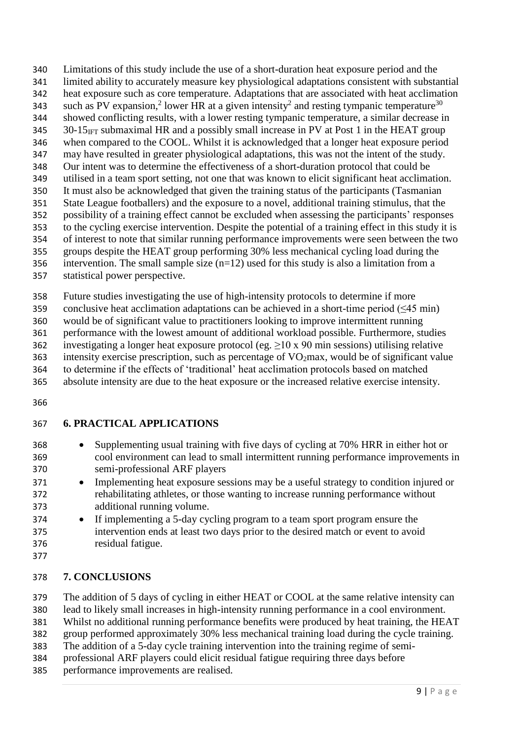Limitations of this study include the use of a short-duration heat exposure period and the limited ability to accurately measure key physiological adaptations consistent with substantial heat exposure such as core temperature. Adaptations that are associated with heat acclimation such as PV expansion,[2] lower HR at a given intensity[2] and resting tympanic temperature[30] showed conflicting results, with a lower resting tympanic temperature, a similar decrease in $30\text{-}15_{IFT}$ submaximal HR and a possibly small increase in PV at Post 1 in the HEAT group when compared to the COOL. Whilst it is acknowledged that a longer heat exposure period may have resulted in greater physiological adaptations, this was not the intent of the study. Our intent was to determine the effectiveness of a short-duration protocol that could be utilised in a team sport setting, not one that was known to elicit significant heat acclimation. It must also be acknowledged that given the training status of the participants (Tasmanian State League footballers) and the exposure to a novel, additional training stimulus, that the possibility of a training effect cannot be excluded when assessing the participants' responses to the cycling exercise intervention. Despite the potential of a training effect in this study it is of interest to note that similar running performance improvements were seen between the two groups despite the HEAT group performing 30% less mechanical cycling load during the intervention. The small sample size (n=12) used for this study is also a limitation from a statistical power perspective.

Future studies investigating the use of high-intensity protocols to determine if more conclusive heat acclimation adaptations can be achieved in a short-time period (≤45 min) would be of significant value to practitioners looking to improve intermittent running performance with the lowest amount of additional workload possible. Furthermore, studies investigating a longer heat exposure protocol (eg. ≥10 x 90 min sessions) utilising relative intensity exercise prescription, such as percentage of $VO_2max$, would be of significant value to determine if the effects of 'traditional' heat acclimation protocols based on matched absolute intensity are due to the heat exposure or the increased relative exercise intensity.

## 6. PRACTICAL APPLICATIONS

- Supplementing usual training with five days of cycling at 70% HRR in either hot or cool environment can lead to small intermittent running performance improvements in semi-professional ARF players
- Implementing heat exposure sessions may be a useful strategy to condition injured or rehabilitating athletes, or those wanting to increase running performance without additional running volume.
- If implementing a 5-day cycling program to a team sport program ensure the intervention ends at least two days prior to the desired match or event to avoid residual fatigue.

## 7. CONCLUSIONS

The addition of 5 days of cycling in either HEAT or COOL at the same relative intensity can lead to likely small increases in high-intensity running performance in a cool environment. Whilst no additional running performance benefits were produced by heat training, the HEAT group performed approximately 30% less mechanical training load during the cycle training. The addition of a 5-day cycle training intervention into the training regime of semi-professional ARF players could elicit residual fatigue requiring three days before performance improvements are realised.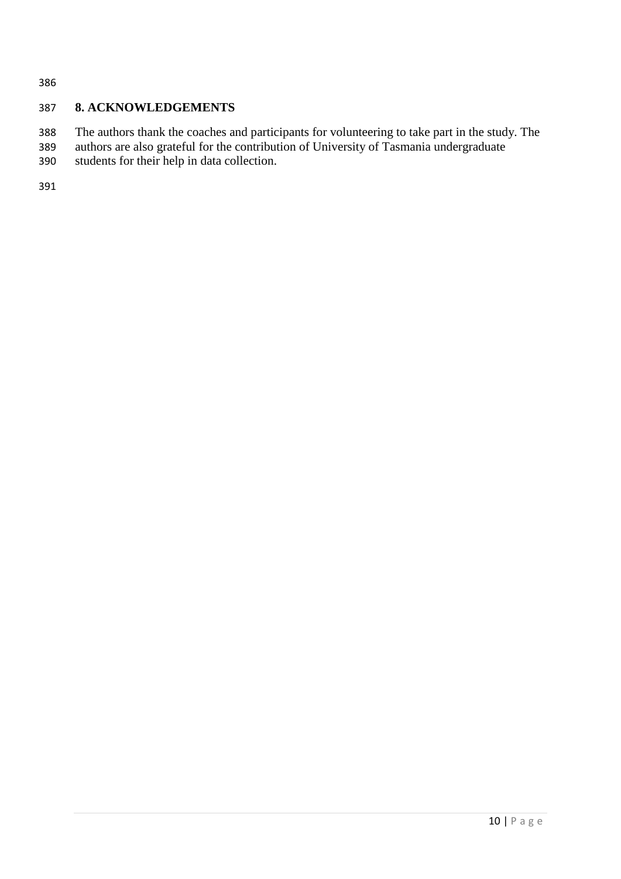## 8. ACKNOWLEDGEMENTS

The authors thank the coaches and participants for volunteering to take part in the study. The authors are also grateful for the contribution of University of Tasmania undergraduate students for their help in data collection.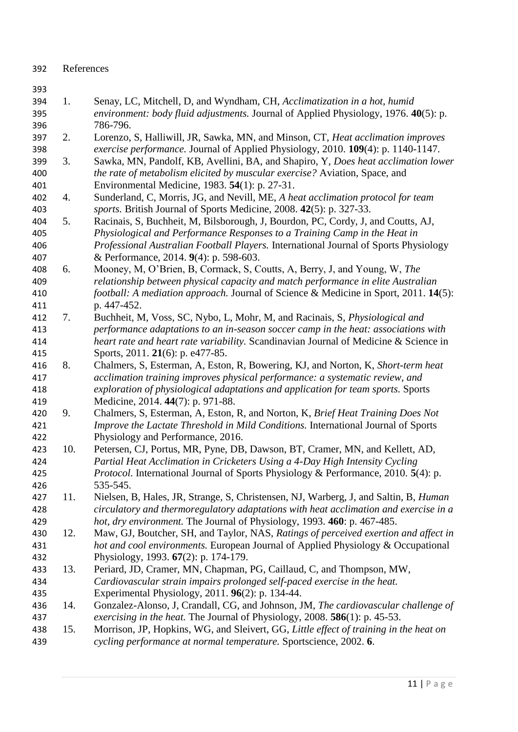# References

1. Senay, LC, Mitchell, D, and Wyndham, CH, *Acclimatization in a hot, humid environment: body fluid adjustments.* Journal of Applied Physiology, 1976. **40**(5): p. 786-796.
2. Lorenzo, S, Halliwill, JR, Sawka, MN, and Minson, CT, *Heat acclimation improves exercise performance.* Journal of Applied Physiology, 2010. **109**(4): p. 1140-1147.
3. Sawka, MN, Pandolf, KB, Avellini, BA, and Shapiro, Y, *Does heat acclimation lower the rate of metabolism elicited by muscular exercise?* Aviation, Space, and Environmental Medicine, 1983. **54**(1): p. 27-31.
4. Sunderland, C, Morris, JG, and Nevill, ME, *A heat acclimation protocol for team sports.* British Journal of Sports Medicine, 2008. **42**(5): p. 327-33.
5. Racinais, S, Buchheit, M, Bilsborough, J, Bourdon, PC, Cordy, J, and Coutts, AJ, *Physiological and Performance Responses to a Training Camp in the Heat in Professional Australian Football Players.* International Journal of Sports Physiology & Performance, 2014. **9**(4): p. 598-603.
6. Mooney, M, O'Brien, B, Cormack, S, Coutts, A, Berry, J, and Young, W, *The relationship between physical capacity and match performance in elite Australian football: A mediation approach.* Journal of Science & Medicine in Sport, 2011. **14**(5): p. 447-452.
7. Buchheit, M, Voss, SC, Nybo, L, Mohr, M, and Racinais, S, *Physiological and performance adaptations to an in-season soccer camp in the heat: associations with heart rate and heart rate variability.* Scandinavian Journal of Medicine & Science in Sports, 2011. **21**(6): p. e477-85.
8. Chalmers, S, Esterman, A, Eston, R, Bowering, KJ, and Norton, K, *Short-term heat acclimation training improves physical performance: a systematic review, and exploration of physiological adaptations and application for team sports.* Sports Medicine, 2014. **44**(7): p. 971-88.
9. Chalmers, S, Esterman, A, Eston, R, and Norton, K, *Brief Heat Training Does Not Improve the Lactate Threshold in Mild Conditions.* International Journal of Sports Physiology and Performance, 2016.
10. Petersen, CJ, Portus, MR, Pyne, DB, Dawson, BT, Cramer, MN, and Kellett, AD, *Partial Heat Acclimation in Cricketers Using a 4-Day High Intensity Cycling Protocol.* International Journal of Sports Physiology & Performance, 2010. **5**(4): p. 535-545.
11. Nielsen, B, Hales, JR, Strange, S, Christensen, NJ, Warberg, J, and Saltin, B, *Human circulatory and thermoregulatory adaptations with heat acclimation and exercise in a hot, dry environment.* The Journal of Physiology, 1993. **460**: p. 467-485.
12. Maw, GJ, Boutcher, SH, and Taylor, NAS, *Ratings of perceived exertion and affect in hot and cool environments.* European Journal of Applied Physiology & Occupational Physiology, 1993. **67**(2): p. 174-179.
13. Periard, JD, Cramer, MN, Chapman, PG, Caillaud, C, and Thompson, MW, *Cardiovascular strain impairs prolonged self-paced exercise in the heat.* Experimental Physiology, 2011. **96**(2): p. 134-44.
14. Gonzalez-Alonso, J, Crandall, CG, and Johnson, JM, *The cardiovascular challenge of exercising in the heat.* The Journal of Physiology, 2008. **586**(1): p. 45-53.
15. Morrison, JP, Hopkins, WG, and Sleivert, GG, *Little effect of training in the heat on cycling performance at normal temperature.* Sportscience, 2002. **6**.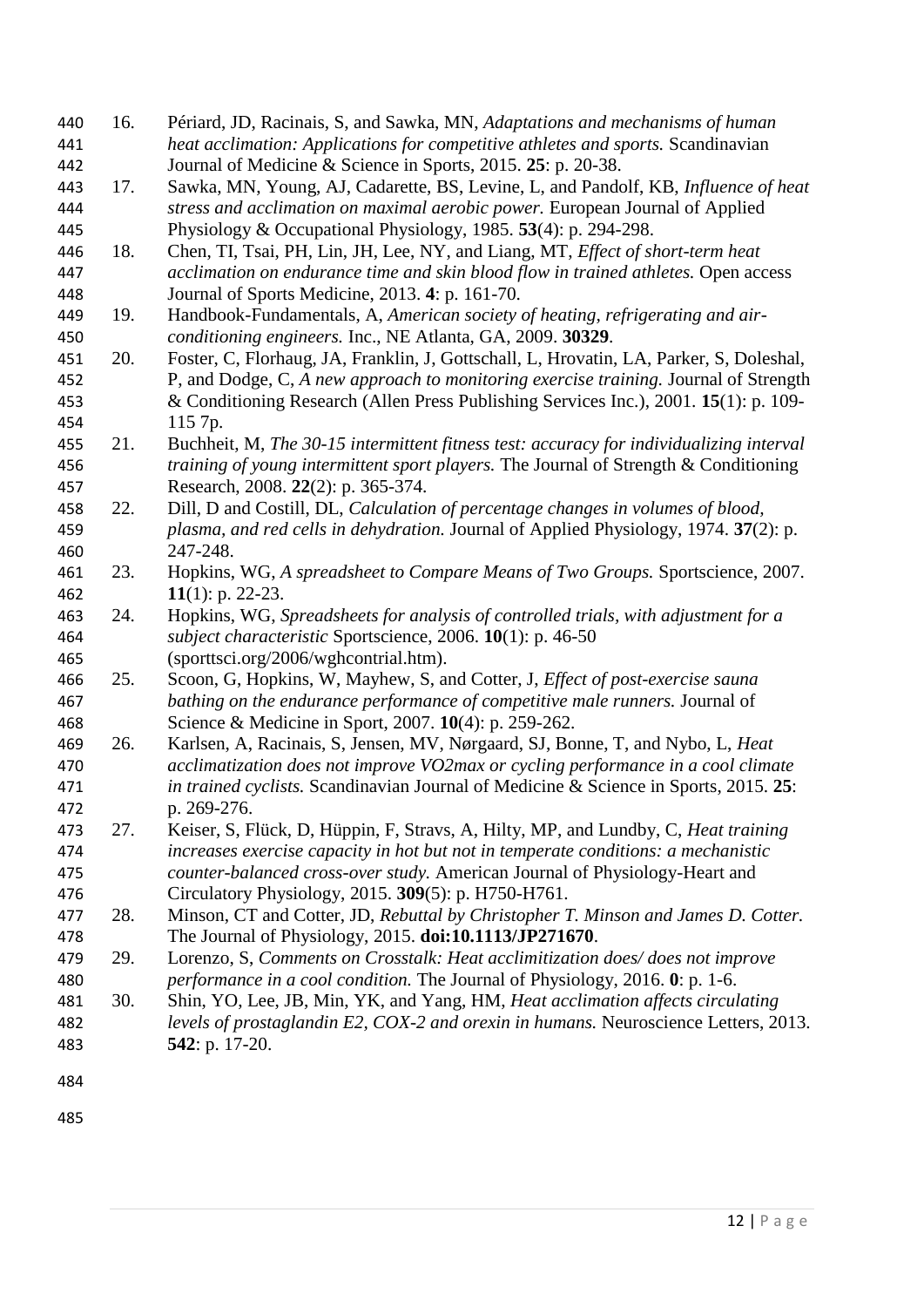16. Périard, JD, Racinais, S, and Sawka, MN, *Adaptations and mechanisms of human heat acclimation: Applications for competitive athletes and sports.* Scandinavian Journal of Medicine & Science in Sports, 2015. **25**: p. 20-38.
17. Sawka, MN, Young, AJ, Cadarette, BS, Levine, L, and Pandolf, KB, *Influence of heat stress and acclimation on maximal aerobic power.* European Journal of Applied Physiology & Occupational Physiology, 1985. **53**(4): p. 294-298.
18. Chen, TI, Tsai, PH, Lin, JH, Lee, NY, and Liang, MT, *Effect of short-term heat acclimation on endurance time and skin blood flow in trained athletes.* Open access Journal of Sports Medicine, 2013. **4**: p. 161-70.
19. Handbook-Fundamentals, A, *American society of heating, refrigerating and air-conditioning engineers.* Inc., NE Atlanta, GA, 2009. **30329**.
20. Foster, C, Florhaug, JA, Franklin, J, Gottschall, L, Hrovatin, LA, Parker, S, Doleshal, P, and Dodge, C, *A new approach to monitoring exercise training.* Journal of Strength & Conditioning Research (Allen Press Publishing Services Inc.), 2001. **15**(1): p. 109-115 7p.
21. Buchheit, M, *The 30-15 intermittent fitness test: accuracy for individualizing interval training of young intermittent sport players.* The Journal of Strength & Conditioning Research, 2008. **22**(2): p. 365-374.
22. Dill, D and Costill, DL, *Calculation of percentage changes in volumes of blood, plasma, and red cells in dehydration.* Journal of Applied Physiology, 1974. **37**(2): p. 247-248.
23. Hopkins, WG, *A spreadsheet to Compare Means of Two Groups.* Sportscience, 2007. **11**(1): p. 22-23.
24. Hopkins, WG, *Spreadsheets for analysis of controlled trials, with adjustment for a subject characteristic* Sportscience, 2006. **10**(1): p. 46-50 (sporttsci.org/2006/wghcontrial.htm).
25. Scoon, G, Hopkins, W, Mayhew, S, and Cotter, J, *Effect of post-exercise sauna bathing on the endurance performance of competitive male runners.* Journal of Science & Medicine in Sport, 2007. **10**(4): p. 259-262.
26. Karlsen, A, Racinais, S, Jensen, MV, Nørgaard, SJ, Bonne, T, and Nybo, L, *Heat acclimatization does not improve VO2max or cycling performance in a cool climate in trained cyclists.* Scandinavian Journal of Medicine & Science in Sports, 2015. **25**: p. 269-276.
27. Keiser, S, Flück, D, Hüppin, F, Stravs, A, Hilty, MP, and Lundby, C, *Heat training increases exercise capacity in hot but not in temperate conditions: a mechanistic counter-balanced cross-over study.* American Journal of Physiology-Heart and Circulatory Physiology, 2015. **309**(5): p. H750-H761.
28. Minson, CT and Cotter, JD, *Rebuttal by Christopher T. Minson and James D. Cotter.* The Journal of Physiology, 2015. **doi:10.1113/JP271670**.
29. Lorenzo, S, *Comments on Crosstalk: Heat acclimitization does/ does not improve performance in a cool condition.* The Journal of Physiology, 2016. **0**: p. 1-6.
30. Shin, YO, Lee, JB, Min, YK, and Yang, HM, *Heat acclimation affects circulating levels of prostaglandin E2, COX-2 and orexin in humans.* Neuroscience Letters, 2013. **542**: p. 17-20.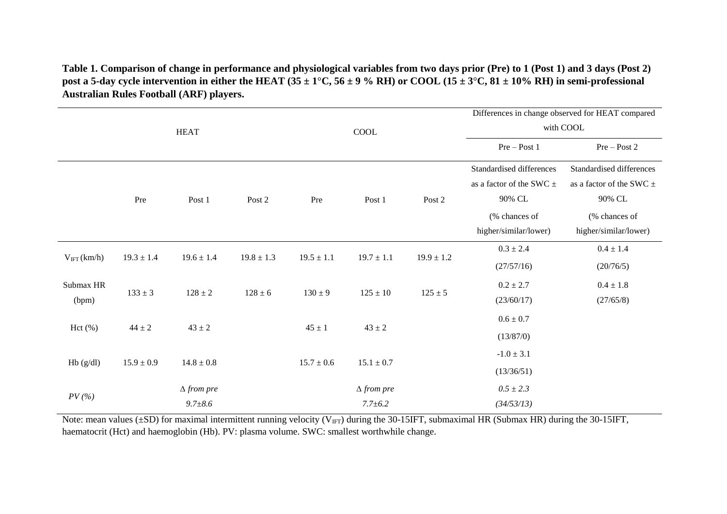**Table 1. Comparison of change in performance and physiological variables from two days prior (Pre) to 1 (Post 1) and 3 days (Post 2) post a 5-day cycle intervention in either the HEAT (35 ± 1°C, 56 ± 9 % RH) or COOL (15 ± 3°C, 81 ± 10% RH) in semi-professional Australian Rules Football (ARF) players.**

| | HEAT | | | COOL | | | Differences in change observed for HEAT compared with COOL | |
|---|---|---|---|---|---|---|---|---|
| | | | | | | | Pre – Post 1 | Pre – Post 2 |
| | Pre | Post 1 | Post 2 | Pre | Post 1 | Post 2 | Standardised differences as a factor of the SWC ± 90% CL (% chances of higher/similar/lower) | Standardised differences as a factor of the SWC ± 90% CL (% chances of higher/similar/lower) |
| $V_{IFT}$ (km/h) | 19.3 ± 1.4 | 19.6 ± 1.4 | 19.8 ± 1.3 | 19.5 ± 1.1 | 19.7 ± 1.1 | 19.9 ± 1.2 | 0.3 ± 2.4 (27/57/16) | 0.4 ± 1.4 (20/76/5) |
| Submax HR (bpm) | 133 ± 3 | 128 ± 2 | 128 ± 6 | 130 ± 9 | 125 ± 10 | 125 ± 5 | 0.2 ± 2.7 (23/60/17) | 0.4 ± 1.8 (27/65/8) |
| Hct (%) | 44 ± 2 | 43 ± 2 | | 45 ± 1 | 43 ± 2 | | 0.6 ± 0.7 (13/87/0) | |
| Hb (g/dl) | 15.9 ± 0.9 | 14.8 ± 0.8 | | 15.7 ± 0.6 | 15.1 ± 0.7 | | -1.0 ± 3.1 (13/36/51) | |
| *PV (%)* | | *Δ from pre 9.7±8.6* | | | *Δ from pre 7.7±6.2* | | *0.5 ± 2.3 (34/53/13)* | |

Note: mean values (±SD) for maximal intermittent running velocity ($V_{IFT}$) during the 30-15IFT, submaximal HR (Submax HR) during the 30-15IFT, haematocrit (Hct) and haemoglobin (Hb). PV: plasma volume. SWC: smallest worthwhile change.